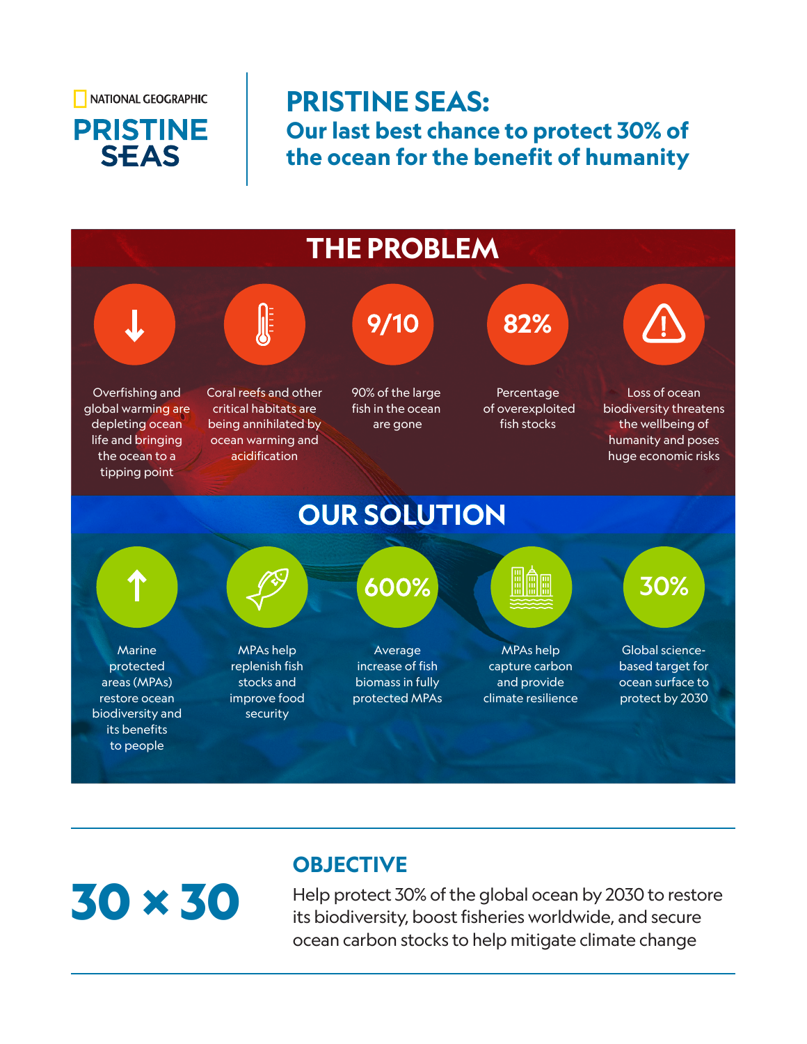NATIONAL GEOGRAPHIC

PRISTINE SEAS

# PRISTINE SEAS:

## Our last best chance to protect 30% of the ocean for the benefit of humanity

## THE PROBLEM

- Overfishing and global warming are depleting ocean life and bringing the ocean to a tipping point
- Coral reefs and other critical habitats are being annihilated by ocean warming and acidification
- **9/10** — 90% of the large fish in the ocean are gone
- **82%** — Percentage of overexploited fish stocks
- Loss of ocean biodiversity threatens the wellbeing of humanity and poses huge economic risks

## OUR SOLUTION

- Marine protected areas (MPAs) restore ocean biodiversity and its benefits to people
- MPAs help replenish fish stocks and improve food security
- **600%** — Average increase of fish biomass in fully protected MPAs
- MPAs help capture carbon and provide climate resilience
- **30%** — Global science-based target for ocean surface to protect by 2030

---

**30 × 30**

## OBJECTIVE

Help protect 30% of the global ocean by 2030 to restore its biodiversity, boost fisheries worldwide, and secure ocean carbon stocks to help mitigate climate change

---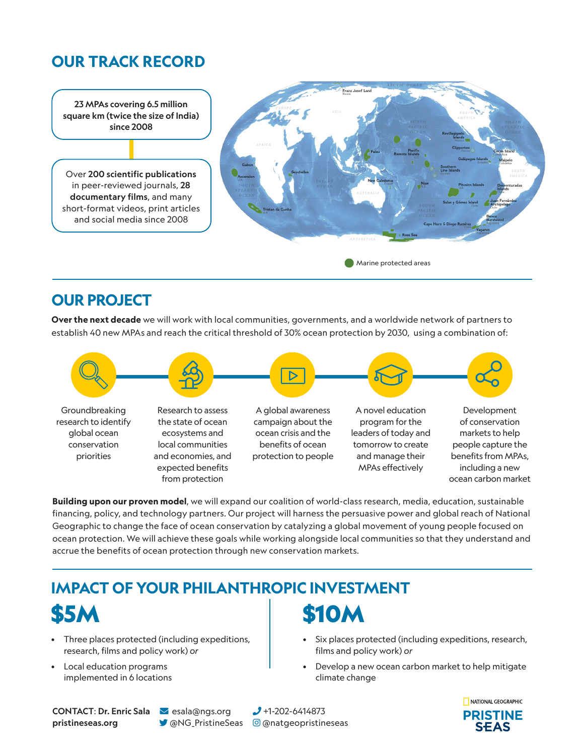## OUR TRACK RECORD

23 MPAs covering 6.5 million square km (twice the size of India) since 2008

Over **200 scientific publications** in peer-reviewed journals, **28 documentary films**, and many short-format videos, print articles and social media since 2008

Marine protected areas

## OUR PROJECT

**Over the next decade** we will work with local communities, governments, and a worldwide network of partners to establish 40 new MPAs and reach the critical threshold of 30% ocean protection by 2030, using a combination of:

- Groundbreaking research to identify global ocean conservation priorities
- Research to assess the state of ocean ecosystems and local communities and economies, and expected benefits from protection
- A global awareness campaign about the ocean crisis and the benefits of ocean protection to people
- A novel education program for the leaders of today and tomorrow to create and manage their MPAs effectively
- Development of conservation markets to help people capture the benefits from MPAs, including a new ocean carbon market

**Building upon our proven model**, we will expand our coalition of world-class research, media, education, sustainable financing, policy, and technology partners. Our project will harness the persuasive power and global reach of National Geographic to change the face of ocean conservation by catalyzing a global movement of young people focused on ocean protection. We will achieve these goals while working alongside local communities so that they understand and accrue the benefits of ocean protection through new conservation markets.

## IMPACT OF YOUR PHILANTHROPIC INVESTMENT

### $5M

- Three places protected (including expeditions, research, films and policy work) *or*
- Local education programs implemented in 6 locations

### $10M

- Six places protected (including expeditions, research, films and policy work) *or*
- Develop a new ocean carbon market to help mitigate climate change

**CONTACT**: **Dr. Enric Sala**
**pristineseas.org**
esala@ngs.org
@NG_PristineSeas
+1-202-6414873
@natgeopristineseas

NATIONAL GEOGRAPHIC PRISTINE SEAS